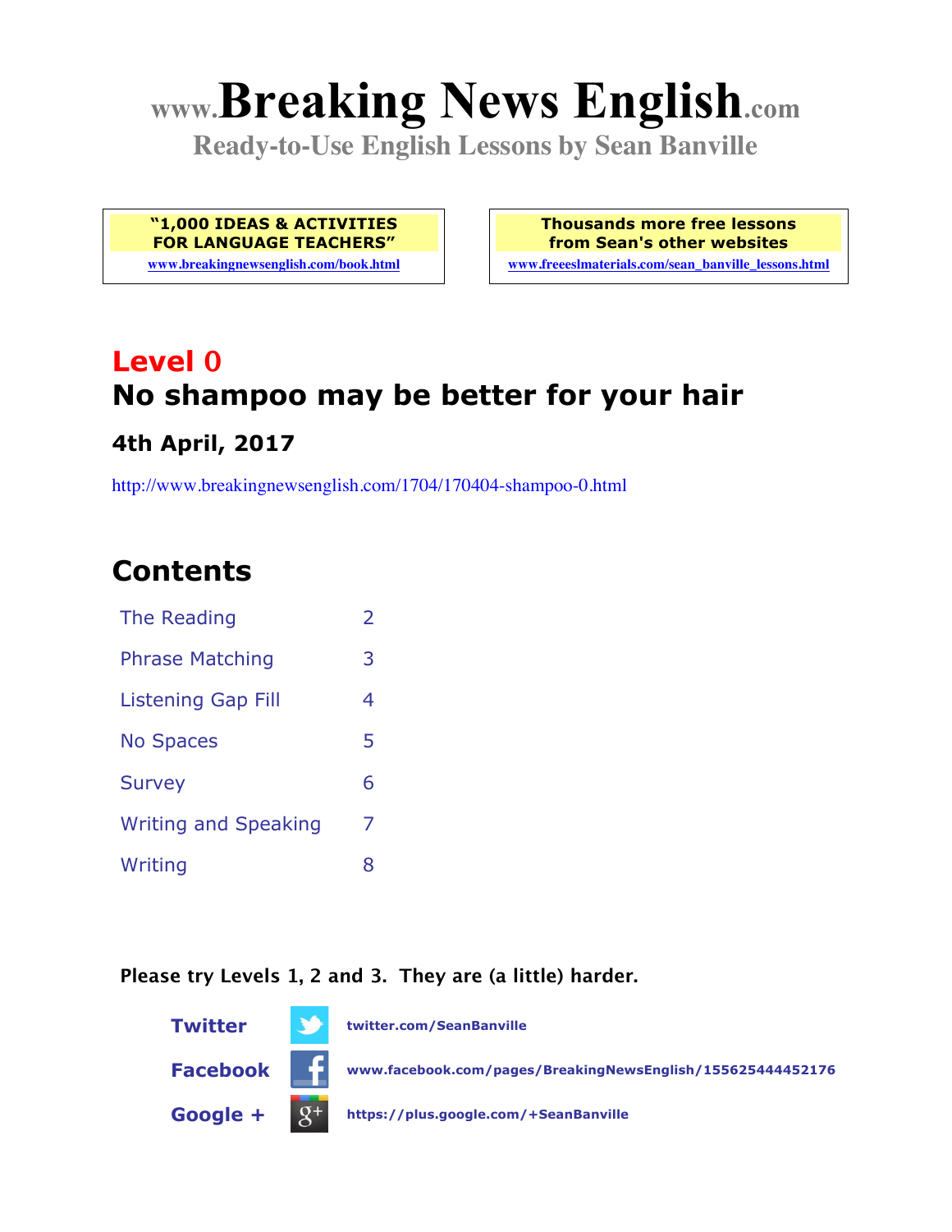# www.Breaking News English.com

**Ready-to-Use English Lessons by Sean Banville**

**"1,000 IDEAS & ACTIVITIES FOR LANGUAGE TEACHERS"**
www.breakingnewsenglish.com/book.html

**Thousands more free lessons from Sean's other websites**
www.freeeslmaterials.com/sean_banville_lessons.html

## Level 0

## No shampoo may be better for your hair

### 4th April, 2017

http://www.breakingnewsenglish.com/1704/170404-shampoo-0.html

## Contents

| | |
|---|---|
| The Reading | 2 |
| Phrase Matching | 3 |
| Listening Gap Fill | 4 |
| No Spaces | 5 |
| Survey | 6 |
| Writing and Speaking | 7 |
| Writing | 8 |

**Please try Levels 1, 2 and 3. They are (a little) harder.**

**Twitter** twitter.com/SeanBanville

**Facebook** www.facebook.com/pages/BreakingNewsEnglish/155625444452176

**Google +** https://plus.google.com/+SeanBanville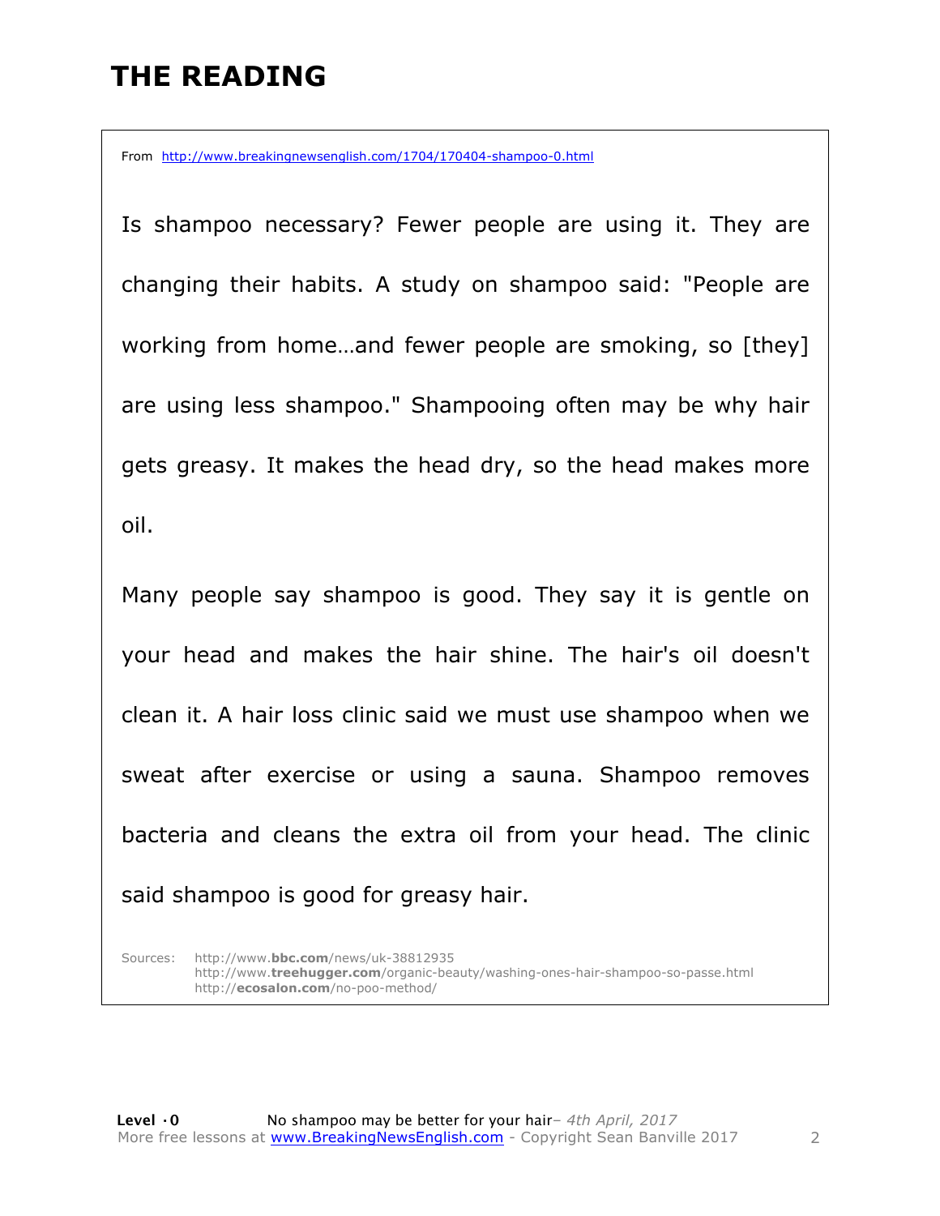# THE READING

From http://www.breakingnewsenglish.com/1704/170404-shampoo-0.html

Is shampoo necessary? Fewer people are using it. They are changing their habits. A study on shampoo said: "People are working from home…and fewer people are smoking, so [they] are using less shampoo." Shampooing often may be why hair gets greasy. It makes the head dry, so the head makes more oil.

Many people say shampoo is good. They say it is gentle on your head and makes the hair shine. The hair's oil doesn't clean it. A hair loss clinic said we must use shampoo when we sweat after exercise or using a sauna. Shampoo removes bacteria and cleans the extra oil from your head. The clinic said shampoo is good for greasy hair.

Sources: http://www.**bbc.com**/news/uk-38812935
http://www.**treehugger.com**/organic-beauty/washing-ones-hair-shampoo-so-passe.html
http://**ecosalon.com**/no-poo-method/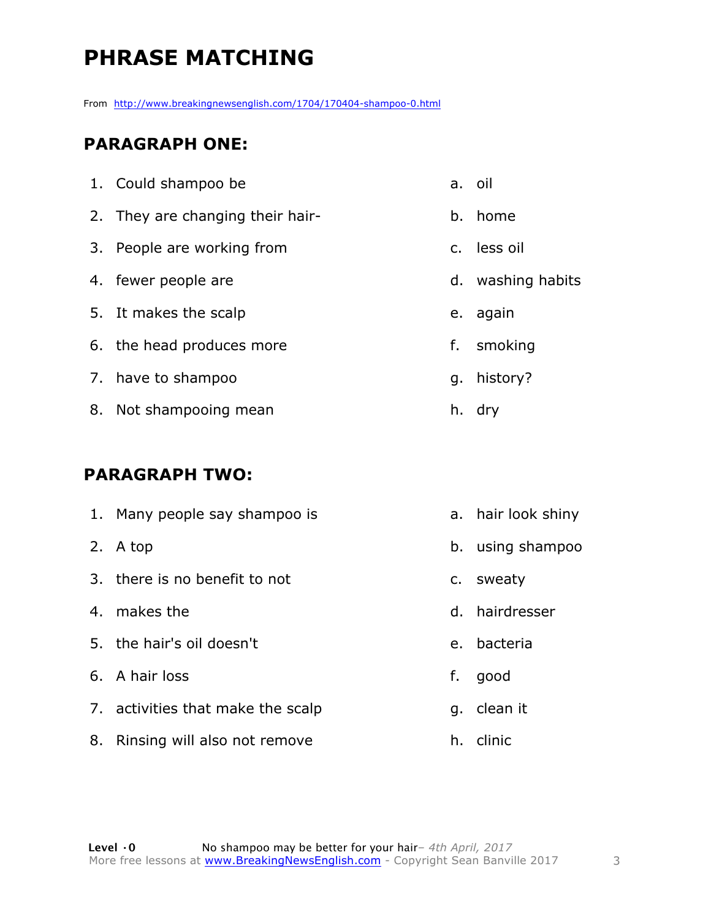# PHRASE MATCHING

From http://www.breakingnewsenglish.com/1704/170404-shampoo-0.html

## PARAGRAPH ONE:

| | |
|---|---|
| 1. Could shampoo be | a. oil |
| 2. They are changing their hair- | b. home |
| 3. People are working from | c. less oil |
| 4. fewer people are | d. washing habits |
| 5. It makes the scalp | e. again |
| 6. the head produces more | f. smoking |
| 7. have to shampoo | g. history? |
| 8. Not shampooing mean | h. dry |

## PARAGRAPH TWO:

| | |
|---|---|
| 1. Many people say shampoo is | a. hair look shiny |
| 2. A top | b. using shampoo |
| 3. there is no benefit to not | c. sweaty |
| 4. makes the | d. hairdresser |
| 5. the hair's oil doesn't | e. bacteria |
| 6. A hair loss | f. good |
| 7. activities that make the scalp | g. clean it |
| 8. Rinsing will also not remove | h. clinic |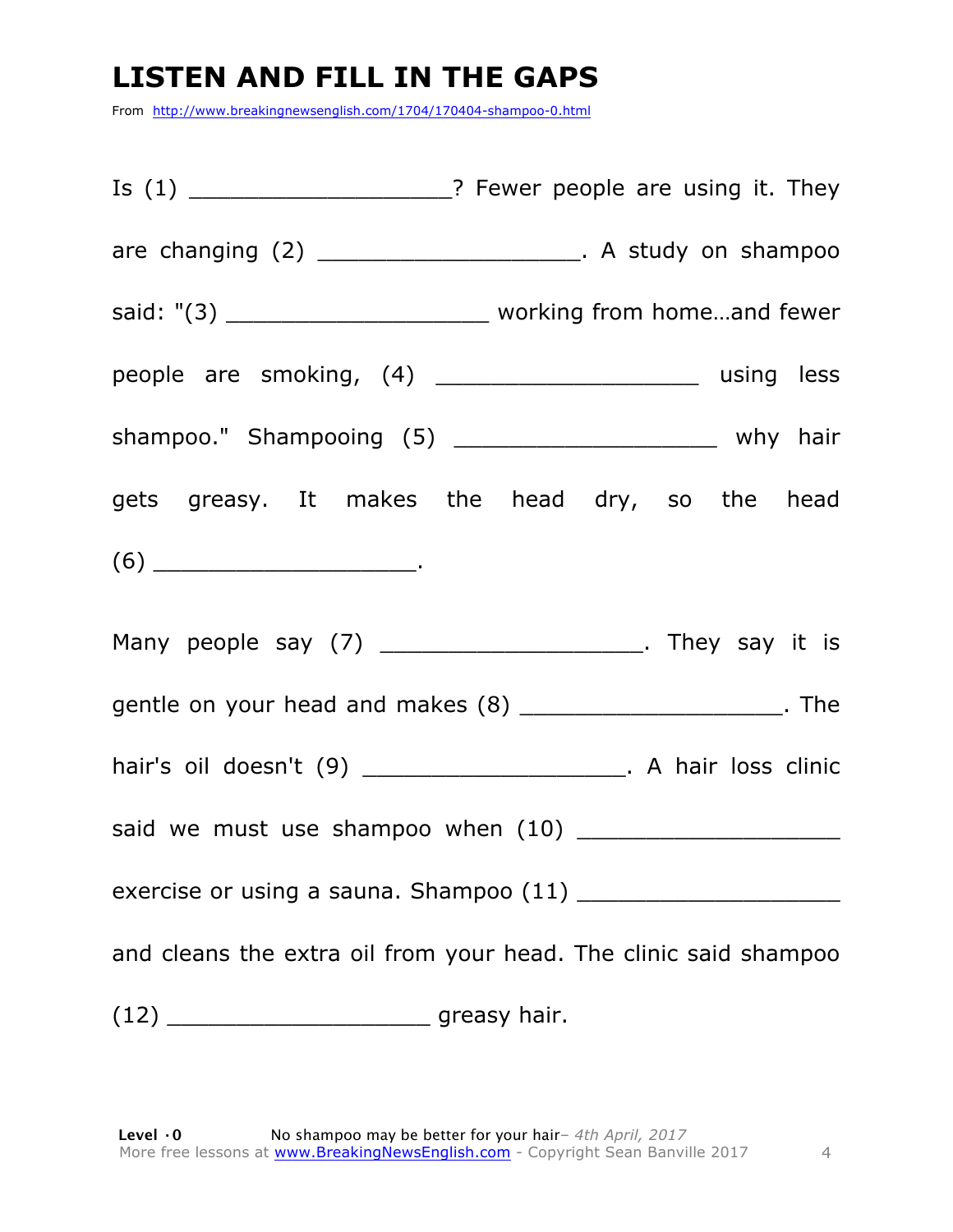# LISTEN AND FILL IN THE GAPS

From http://www.breakingnewsenglish.com/1704/170404-shampoo-0.html

Is (1) ___________________? Fewer people are using it. They are changing (2) ___________________. A study on shampoo said: "(3) ___________________ working from home…and fewer people are smoking, (4) ___________________ using less shampoo." Shampooing (5) ___________________ why hair gets greasy. It makes the head dry, so the head (6) ___________________.

Many people say (7) ___________________. They say it is gentle on your head and makes (8) ___________________. The hair's oil doesn't (9) ___________________. A hair loss clinic said we must use shampoo when (10) ___________________ exercise or using a sauna. Shampoo (11) ___________________ and cleans the extra oil from your head. The clinic said shampoo (12) ___________________ greasy hair.

**Level ·0** No shampoo may be better for your hair– *4th April, 2017*
More free lessons at www.BreakingNewsEnglish.com - Copyright Sean Banville 2017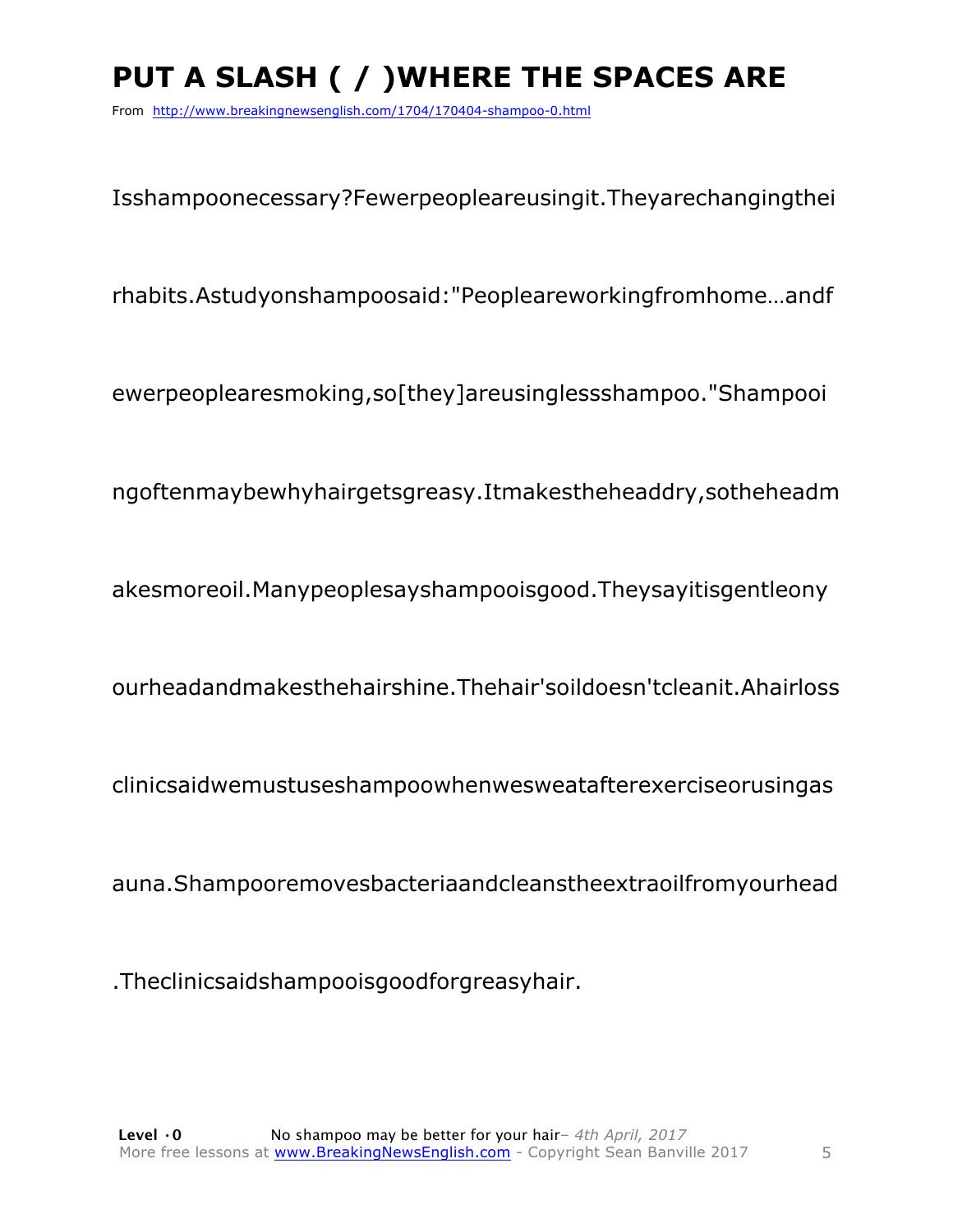# PUT A SLASH ( / )WHERE THE SPACES ARE

From http://www.breakingnewsenglish.com/1704/170404-shampoo-0.html

Isshampoonecessary?Fewerpeopleareusingit.Theyarechangingthei

rhabits.Astudyonshampoosaid:"Peopleareworkingfromhome…andf

ewerpeoplearesmoking,so[they]areusinglessshampoo."Shampooi

ngoftenmaybewhyhairgetsgreasy.Itmakestheheaddry,sotheheadm

akesmoreoil.Manypeoplesayshampooisgood.Theysayitisgentleony

ourheadandmakesthehairshine.Thehair'soildoesn'tcleanit.Ahairloss

clinicsaidwemustuseshampoowhenwesweatafterexerciseorusingas

auna.Shampooremovesbacteriaandcleanstheextraoilfromyourhead

.Theclinicsaidshampooisgoodforgreasyhair.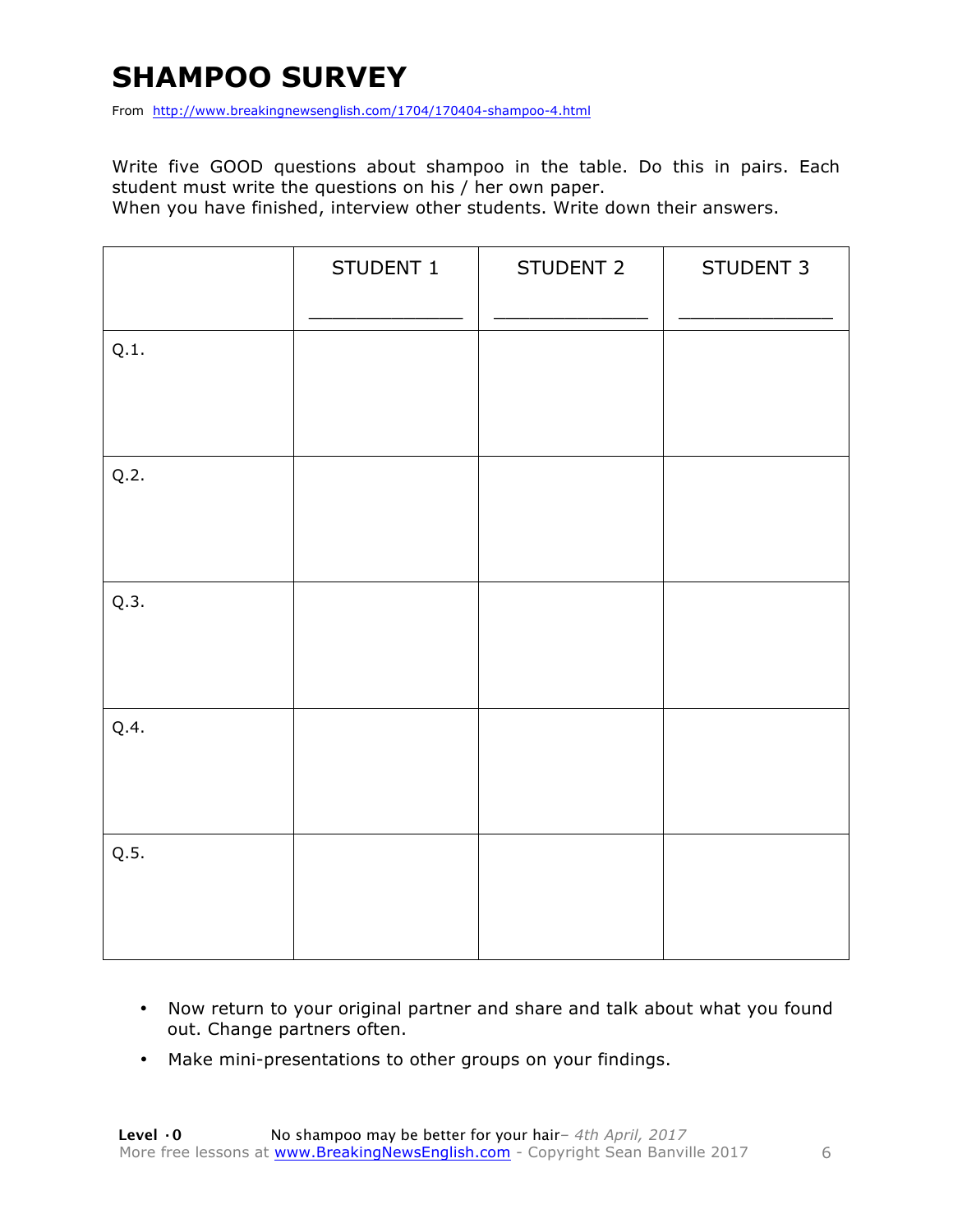# SHAMPOO SURVEY

From http://www.breakingnewsenglish.com/1704/170404-shampoo-4.html

Write five GOOD questions about shampoo in the table. Do this in pairs. Each student must write the questions on his / her own paper.
When you have finished, interview other students. Write down their answers.

| | STUDENT 1<br>_____________ | STUDENT 2<br>_____________ | STUDENT 3<br>_____________ |
|---|---|---|---|
| Q.1. | | | |
| Q.2. | | | |
| Q.3. | | | |
| Q.4. | | | |
| Q.5. | | | |

- Now return to your original partner and share and talk about what you found out. Change partners often.
- Make mini-presentations to other groups on your findings.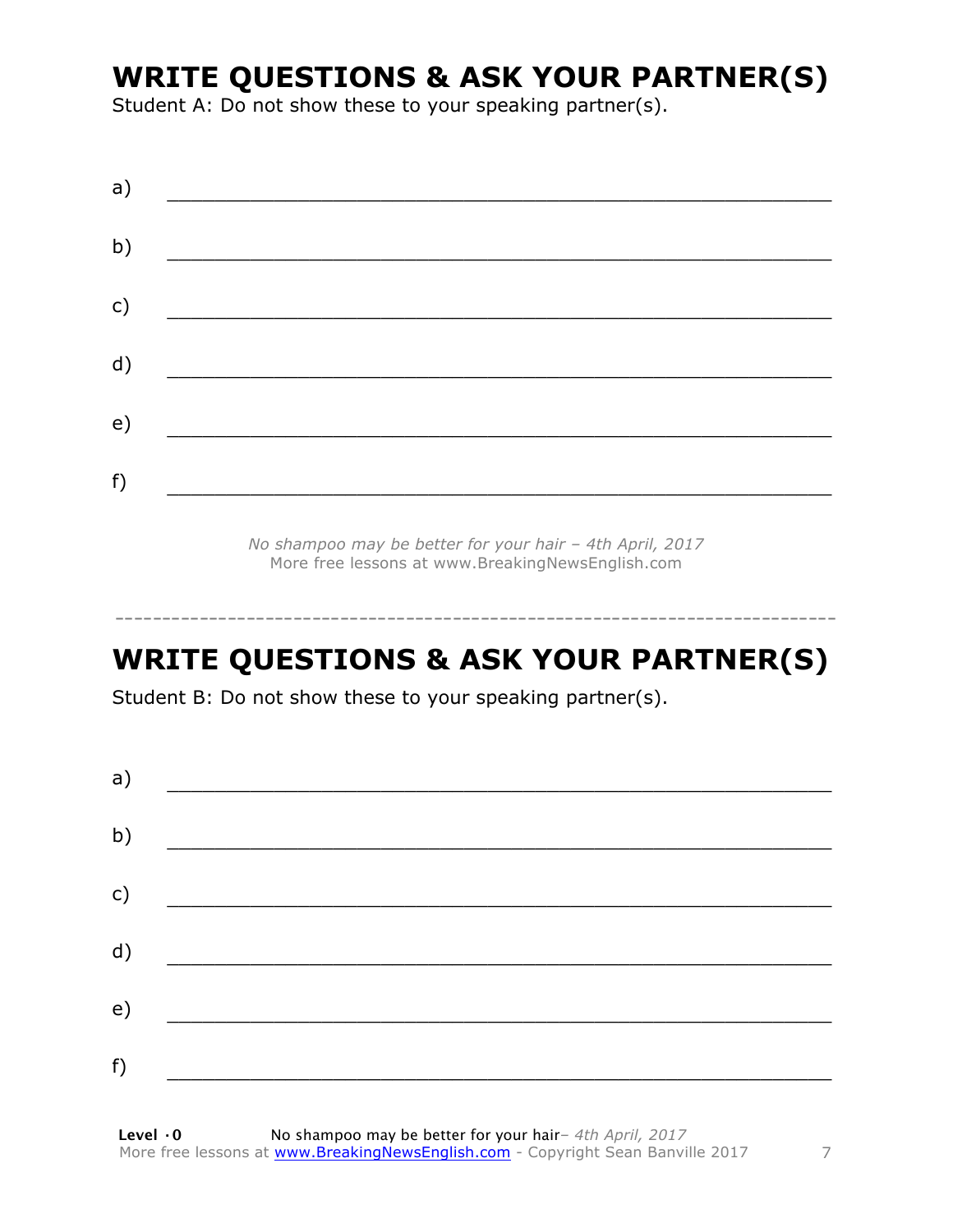## WRITE QUESTIONS & ASK YOUR PARTNER(S)

Student A: Do not show these to your speaking partner(s).

a) ________________________________________________________________

b) ________________________________________________________________

c) ________________________________________________________________

d) ________________________________________________________________

e) ________________________________________________________________

f) ________________________________________________________________

*No shampoo may be better for your hair – 4th April, 2017*
More free lessons at www.BreakingNewsEnglish.com

---

## WRITE QUESTIONS & ASK YOUR PARTNER(S)

Student B: Do not show these to your speaking partner(s).

a) ________________________________________________________________

b) ________________________________________________________________

c) ________________________________________________________________

d) ________________________________________________________________

e) ________________________________________________________________

f) ________________________________________________________________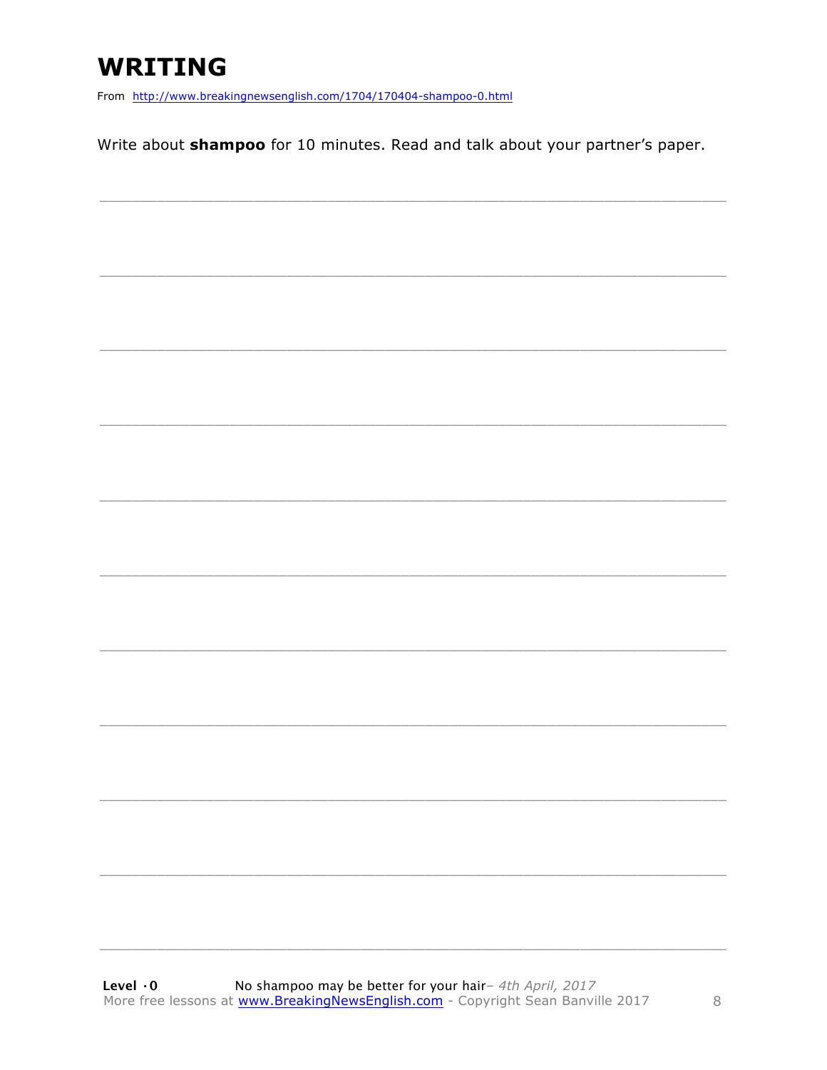# WRITING

From http://www.breakingnewsenglish.com/1704/170404-shampoo-0.html

Write about **shampoo** for 10 minutes. Read and talk about your partner's paper.